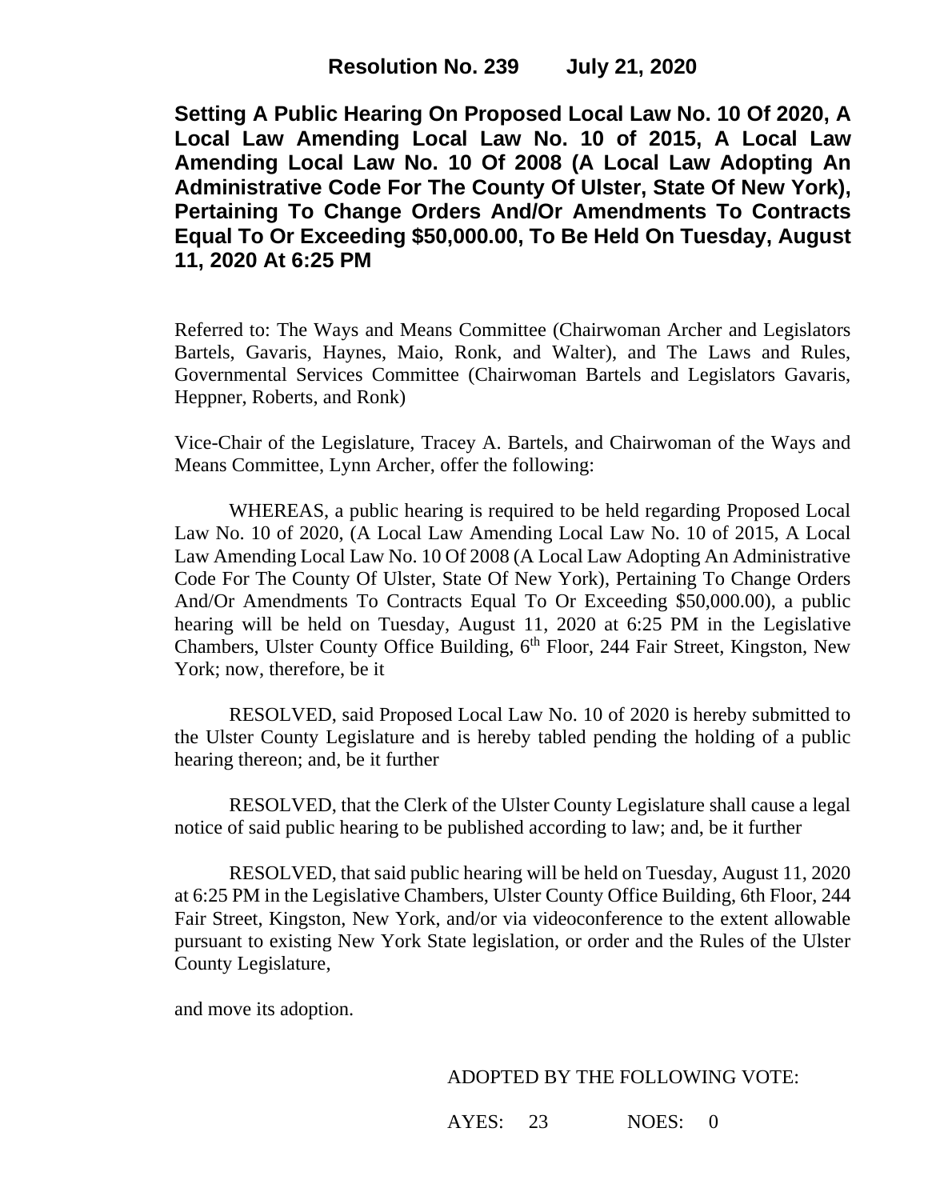**Resolution No. 239 July 21, 2020**

# Setting A Public Hearing On Proposed Local Law No. 10 Of 2020, A Local Law Amending Local Law No. 10 of 2015, A Local Law Amending Local Law No. 10 Of 2008 (A Local Law Adopting An Administrative Code For The County Of Ulster, State Of New York), Pertaining To Change Orders And/Or Amendments To Contracts Equal To Or Exceeding $50,000.00, To Be Held On Tuesday, August 11, 2020 At 6:25 PM

Referred to: The Ways and Means Committee (Chairwoman Archer and Legislators Bartels, Gavaris, Haynes, Maio, Ronk, and Walter), and The Laws and Rules, Governmental Services Committee (Chairwoman Bartels and Legislators Gavaris, Heppner, Roberts, and Ronk)

Vice-Chair of the Legislature, Tracey A. Bartels, and Chairwoman of the Ways and Means Committee, Lynn Archer, offer the following:

WHEREAS, a public hearing is required to be held regarding Proposed Local Law No. 10 of 2020, (A Local Law Amending Local Law No. 10 of 2015, A Local Law Amending Local Law No. 10 Of 2008 (A Local Law Adopting An Administrative Code For The County Of Ulster, State Of New York), Pertaining To Change Orders And/Or Amendments To Contracts Equal To Or Exceeding $50,000.00), a public hearing will be held on Tuesday, August 11, 2020 at 6:25 PM in the Legislative Chambers, Ulster County Office Building, 6th Floor, 244 Fair Street, Kingston, New York; now, therefore, be it

RESOLVED, said Proposed Local Law No. 10 of 2020 is hereby submitted to the Ulster County Legislature and is hereby tabled pending the holding of a public hearing thereon; and, be it further

RESOLVED, that the Clerk of the Ulster County Legislature shall cause a legal notice of said public hearing to be published according to law; and, be it further

RESOLVED, that said public hearing will be held on Tuesday, August 11, 2020 at 6:25 PM in the Legislative Chambers, Ulster County Office Building, 6th Floor, 244 Fair Street, Kingston, New York, and/or via videoconference to the extent allowable pursuant to existing New York State legislation, or order and the Rules of the Ulster County Legislature,

and move its adoption.

ADOPTED BY THE FOLLOWING VOTE:

AYES: 23 NOES: 0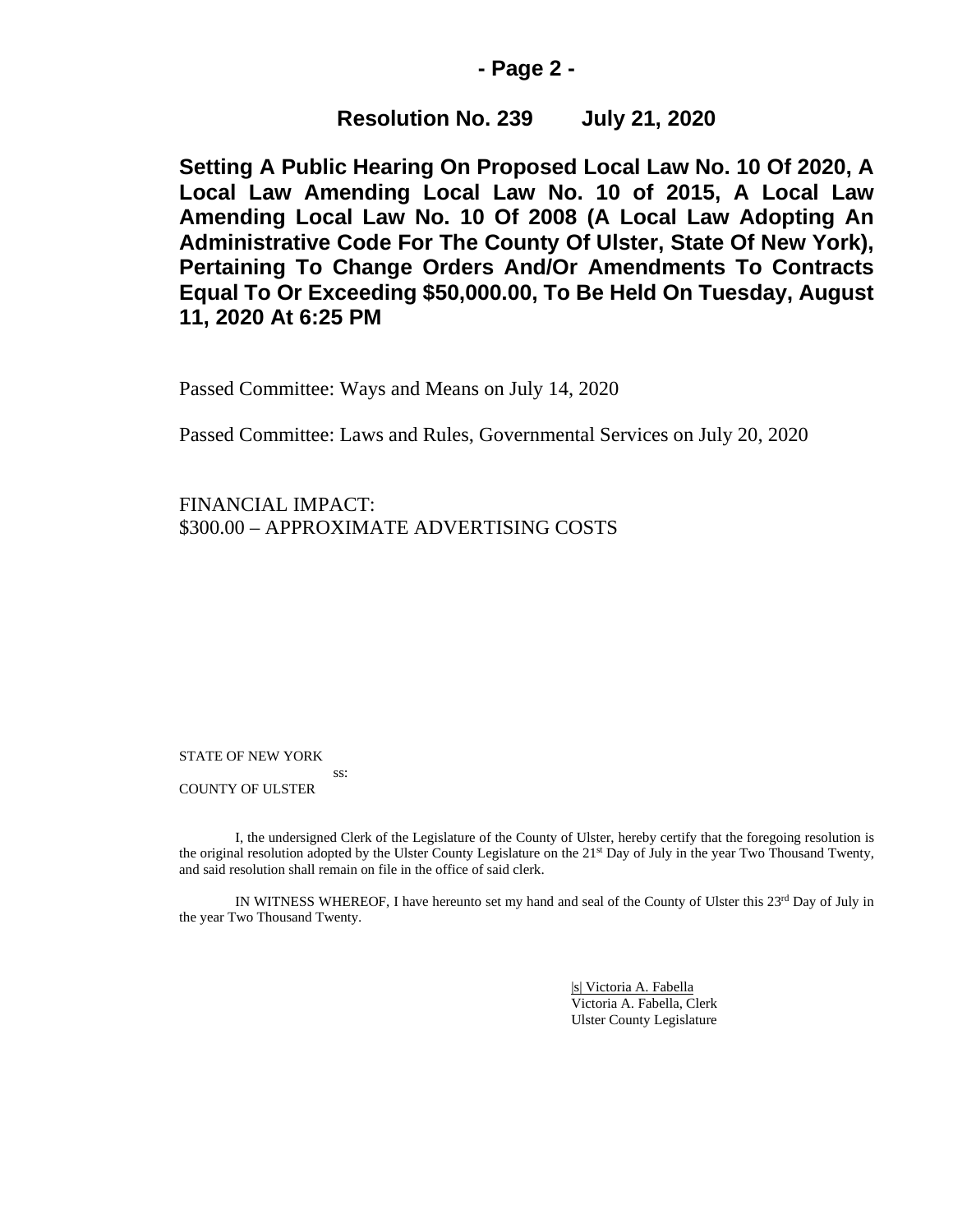**Resolution No. 239 July 21, 2020**

**Setting A Public Hearing On Proposed Local Law No. 10 Of 2020, A Local Law Amending Local Law No. 10 of 2015, A Local Law Amending Local Law No. 10 Of 2008 (A Local Law Adopting An Administrative Code For The County Of Ulster, State Of New York), Pertaining To Change Orders And/Or Amendments To Contracts Equal To Or Exceeding $50,000.00, To Be Held On Tuesday, August 11, 2020 At 6:25 PM**

Passed Committee: Ways and Means on July 14, 2020

Passed Committee: Laws and Rules, Governmental Services on July 20, 2020

FINANCIAL IMPACT:
$300.00 – APPROXIMATE ADVERTISING COSTS

STATE OF NEW YORK
ss:
COUNTY OF ULSTER

I, the undersigned Clerk of the Legislature of the County of Ulster, hereby certify that the foregoing resolution is the original resolution adopted by the Ulster County Legislature on the 21st Day of July in the year Two Thousand Twenty, and said resolution shall remain on file in the office of said clerk.

IN WITNESS WHEREOF, I have hereunto set my hand and seal of the County of Ulster this 23rd Day of July in the year Two Thousand Twenty.

|s| Victoria A. Fabella
Victoria A. Fabella, Clerk
Ulster County Legislature